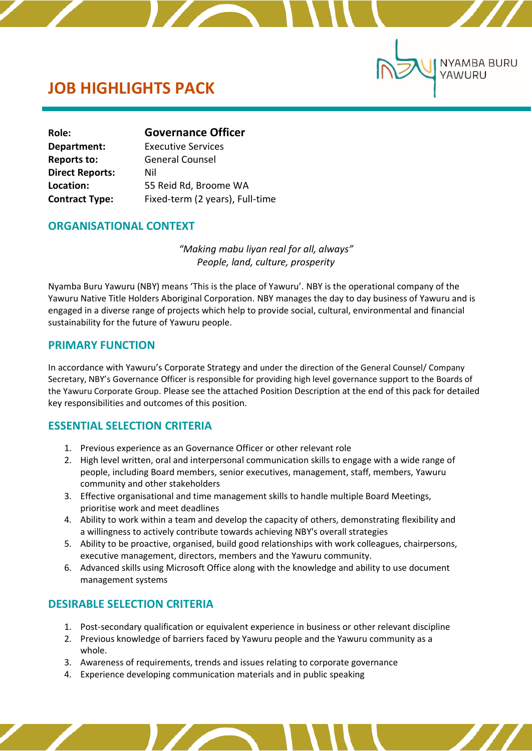# JOB HIGHLIGHTS PACK

NYAMBA BURU YAWURU

| | |
|---|---|
| **Role:** | **Governance Officer** |
| **Department:** | Executive Services |
| **Reports to:** | General Counsel |
| **Direct Reports:** | Nil |
| **Location:** | 55 Reid Rd, Broome WA |
| **Contract Type:** | Fixed-term (2 years), Full-time |

## ORGANISATIONAL CONTEXT

*"Making mabu liyan real for all, always"*
*People, land, culture, prosperity*

Nyamba Buru Yawuru (NBY) means 'This is the place of Yawuru'. NBY is the operational company of the Yawuru Native Title Holders Aboriginal Corporation. NBY manages the day to day business of Yawuru and is engaged in a diverse range of projects which help to provide social, cultural, environmental and financial sustainability for the future of Yawuru people.

## PRIMARY FUNCTION

In accordance with Yawuru's Corporate Strategy and under the direction of the General Counsel/ Company Secretary, NBY's Governance Officer is responsible for providing high level governance support to the Boards of the Yawuru Corporate Group. Please see the attached Position Description at the end of this pack for detailed key responsibilities and outcomes of this position.

## ESSENTIAL SELECTION CRITERIA

1. Previous experience as an Governance Officer or other relevant role
2. High level written, oral and interpersonal communication skills to engage with a wide range of people, including Board members, senior executives, management, staff, members, Yawuru community and other stakeholders
3. Effective organisational and time management skills to handle multiple Board Meetings, prioritise work and meet deadlines
4. Ability to work within a team and develop the capacity of others, demonstrating flexibility and a willingness to actively contribute towards achieving NBY's overall strategies
5. Ability to be proactive, organised, build good relationships with work colleagues, chairpersons, executive management, directors, members and the Yawuru community.
6. Advanced skills using Microsoft Office along with the knowledge and ability to use document management systems

## DESIRABLE SELECTION CRITERIA

1. Post-secondary qualification or equivalent experience in business or other relevant discipline
2. Previous knowledge of barriers faced by Yawuru people and the Yawuru community as a whole.
3. Awareness of requirements, trends and issues relating to corporate governance
4. Experience developing communication materials and in public speaking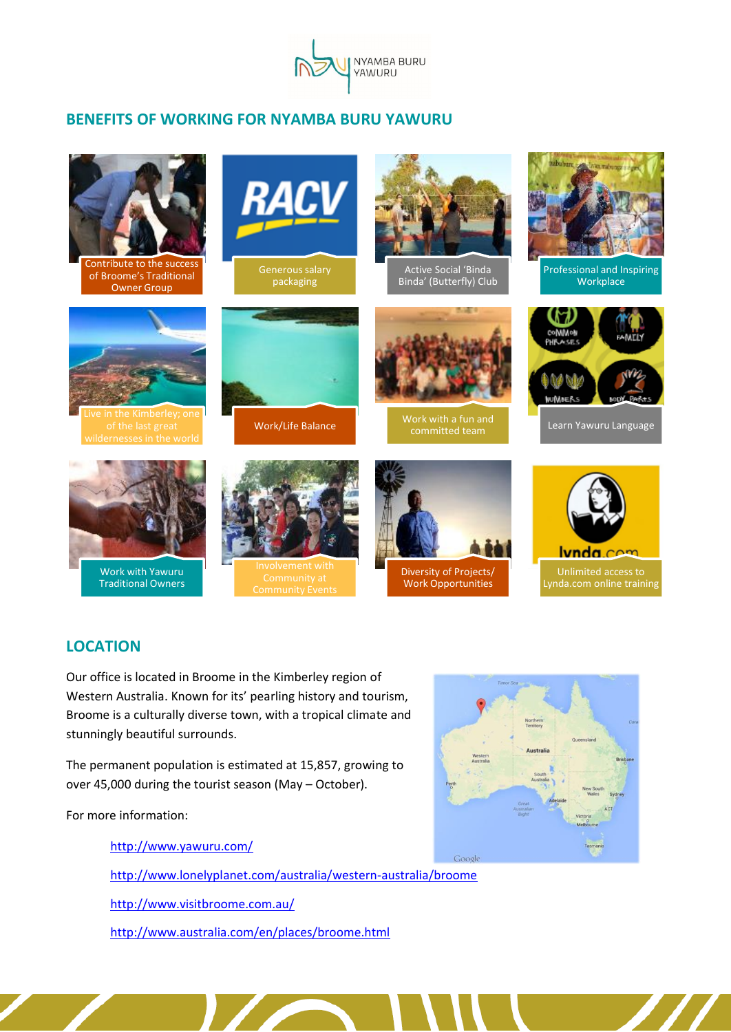## BENEFITS OF WORKING FOR NYAMBA BURU YAWURU

- Contribute to the success of Broome's Traditional Owner Group
- Generous salary packaging
- Active Social 'Binda Binda' (Butterfly) Club
- Professional and Inspiring Workplace
- Live in the Kimberley; one of the last great wildernesses in the world
- Work/Life Balance
- Work with a fun and committed team
- Learn Yawuru Language
- Work with Yawuru Traditional Owners
- Involvement with Community at Community Events
- Diversity of Projects/ Work Opportunities
- Unlimited access to Lynda.com online training

## LOCATION

Our office is located in Broome in the Kimberley region of Western Australia. Known for its' pearling history and tourism, Broome is a culturally diverse town, with a tropical climate and stunningly beautiful surrounds.

The permanent population is estimated at 15,857, growing to over 45,000 during the tourist season (May – October).

For more information:

http://www.yawuru.com/

http://www.lonelyplanet.com/australia/western-australia/broome

http://www.visitbroome.com.au/

http://www.australia.com/en/places/broome.html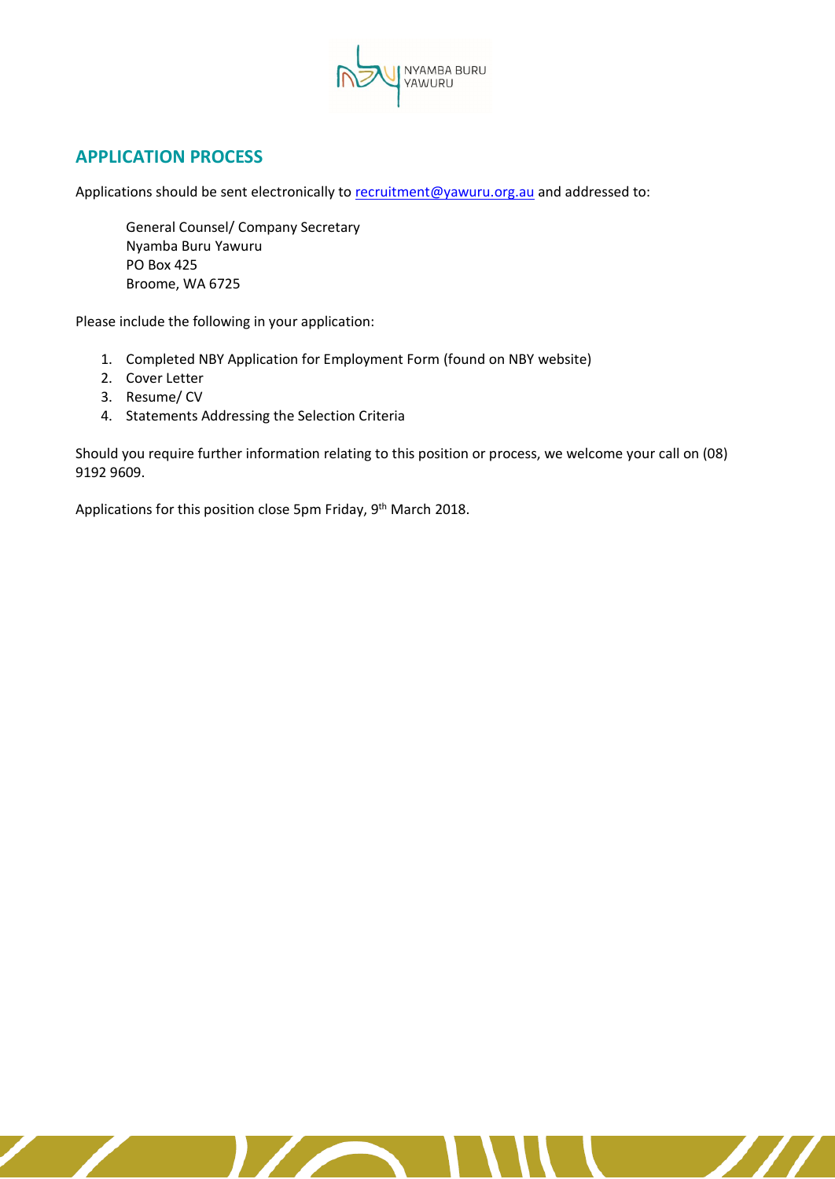## APPLICATION PROCESS

Applications should be sent electronically to recruitment@yawuru.org.au and addressed to:

General Counsel/ Company Secretary
Nyamba Buru Yawuru
PO Box 425
Broome, WA 6725

Please include the following in your application:

1. Completed NBY Application for Employment Form (found on NBY website)
2. Cover Letter
3. Resume/ CV
4. Statements Addressing the Selection Criteria

Should you require further information relating to this position or process, we welcome your call on (08) 9192 9609.

Applications for this position close 5pm Friday, 9th March 2018.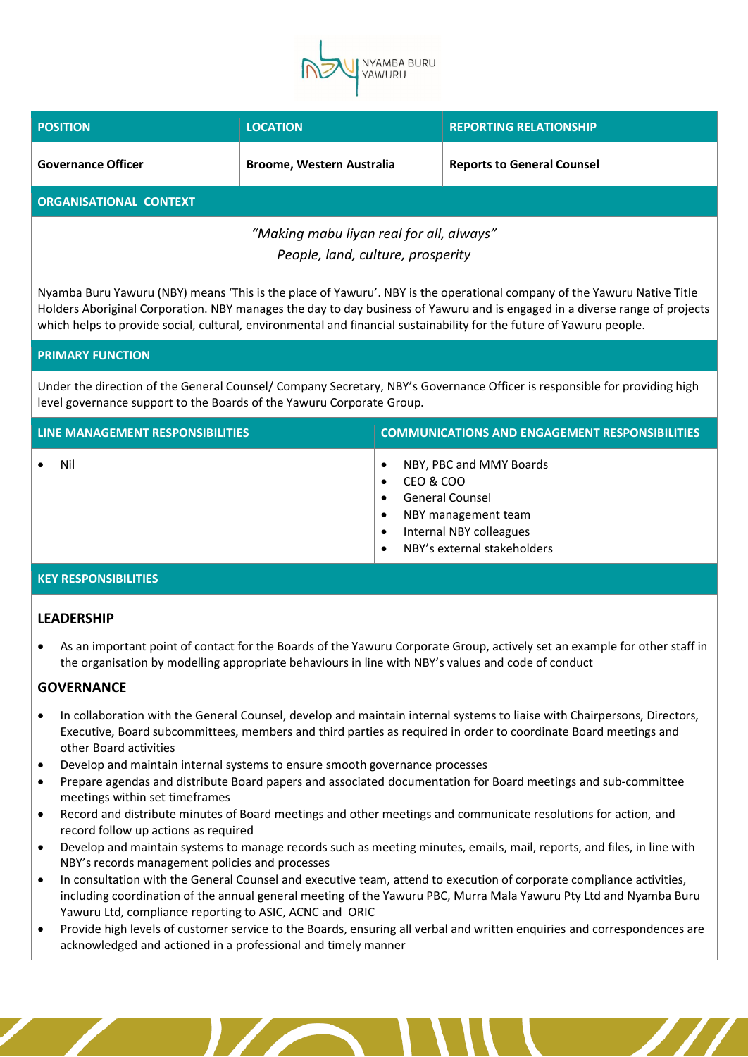NYAMBA BURU YAWURU

| POSITION | LOCATION | REPORTING RELATIONSHIP |
| --- | --- | --- |
| **Governance Officer** | **Broome, Western Australia** | **Reports to General Counsel** |

## ORGANISATIONAL CONTEXT

*"Making mabu liyan real for all, always"*
*People, land, culture, prosperity*

Nyamba Buru Yawuru (NBY) means 'This is the place of Yawuru'. NBY is the operational company of the Yawuru Native Title Holders Aboriginal Corporation. NBY manages the day to day business of Yawuru and is engaged in a diverse range of projects which helps to provide social, cultural, environmental and financial sustainability for the future of Yawuru people.

## PRIMARY FUNCTION

Under the direction of the General Counsel/ Company Secretary, NBY's Governance Officer is responsible for providing high level governance support to the Boards of the Yawuru Corporate Group.

| LINE MANAGEMENT RESPONSIBILITIES | COMMUNICATIONS AND ENGAGEMENT RESPONSIBILITIES |
| --- | --- |
| • Nil | • NBY, PBC and MMY Boards<br>• CEO & COO<br>• General Counsel<br>• NBY management team<br>• Internal NBY colleagues<br>• NBY's external stakeholders |

## KEY RESPONSIBILITIES

### LEADERSHIP

- As an important point of contact for the Boards of the Yawuru Corporate Group, actively set an example for other staff in the organisation by modelling appropriate behaviours in line with NBY's values and code of conduct

### GOVERNANCE

- In collaboration with the General Counsel, develop and maintain internal systems to liaise with Chairpersons, Directors, Executive, Board subcommittees, members and third parties as required in order to coordinate Board meetings and other Board activities
- Develop and maintain internal systems to ensure smooth governance processes
- Prepare agendas and distribute Board papers and associated documentation for Board meetings and sub-committee meetings within set timeframes
- Record and distribute minutes of Board meetings and other meetings and communicate resolutions for action, and record follow up actions as required
- Develop and maintain systems to manage records such as meeting minutes, emails, mail, reports, and files, in line with NBY's records management policies and processes
- In consultation with the General Counsel and executive team, attend to execution of corporate compliance activities, including coordination of the annual general meeting of the Yawuru PBC, Murra Mala Yawuru Pty Ltd and Nyamba Buru Yawuru Ltd, compliance reporting to ASIC, ACNC and ORIC
- Provide high levels of customer service to the Boards, ensuring all verbal and written enquiries and correspondences are acknowledged and actioned in a professional and timely manner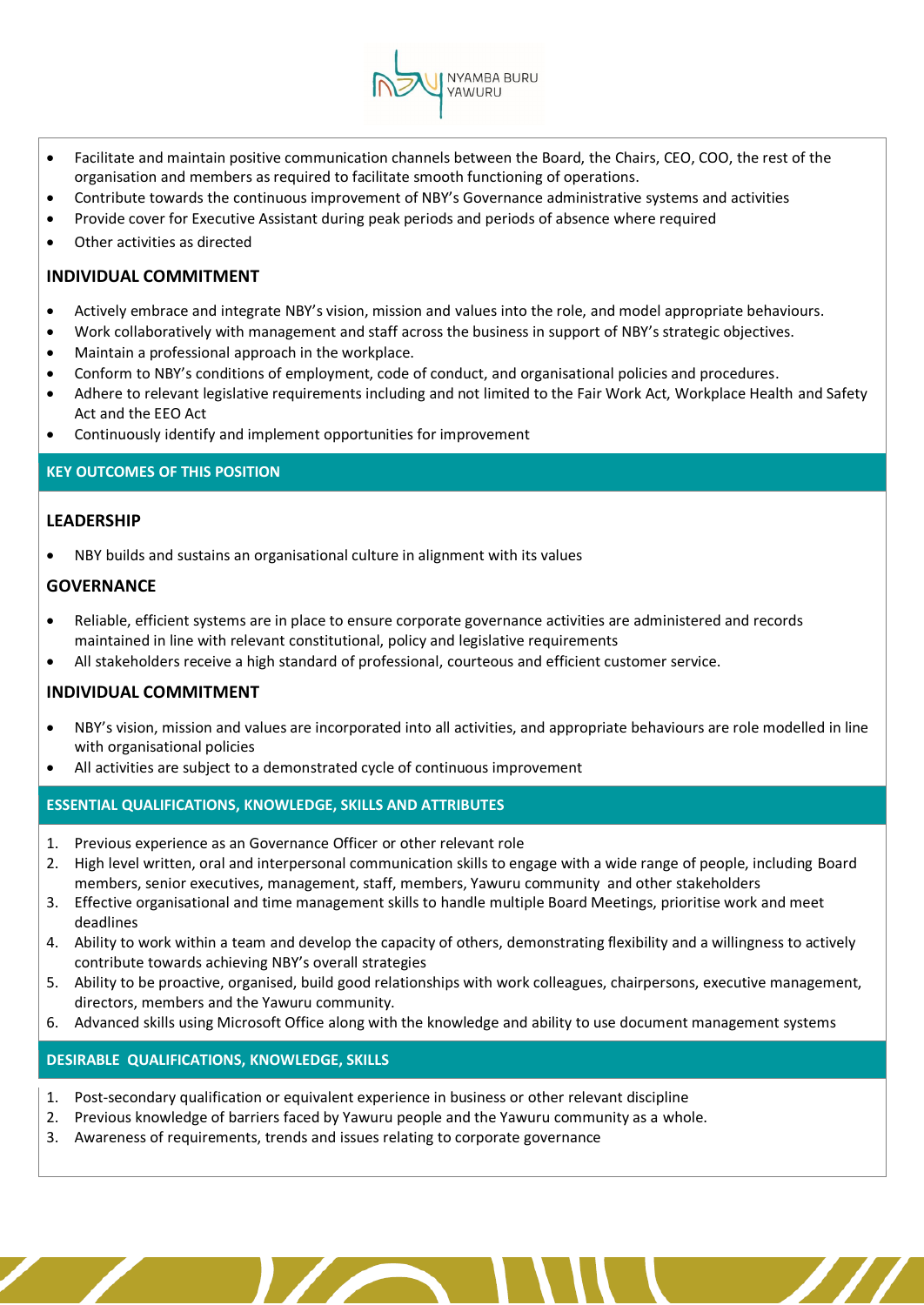- Facilitate and maintain positive communication channels between the Board, the Chairs, CEO, COO, the rest of the organisation and members as required to facilitate smooth functioning of operations.
- Contribute towards the continuous improvement of NBY's Governance administrative systems and activities
- Provide cover for Executive Assistant during peak periods and periods of absence where required
- Other activities as directed

### INDIVIDUAL COMMITMENT

- Actively embrace and integrate NBY's vision, mission and values into the role, and model appropriate behaviours.
- Work collaboratively with management and staff across the business in support of NBY's strategic objectives.
- Maintain a professional approach in the workplace.
- Conform to NBY's conditions of employment, code of conduct, and organisational policies and procedures.
- Adhere to relevant legislative requirements including and not limited to the Fair Work Act, Workplace Health and Safety Act and the EEO Act
- Continuously identify and implement opportunities for improvement

## KEY OUTCOMES OF THIS POSITION

### LEADERSHIP

- NBY builds and sustains an organisational culture in alignment with its values

### GOVERNANCE

- Reliable, efficient systems are in place to ensure corporate governance activities are administered and records maintained in line with relevant constitutional, policy and legislative requirements
- All stakeholders receive a high standard of professional, courteous and efficient customer service.

### INDIVIDUAL COMMITMENT

- NBY's vision, mission and values are incorporated into all activities, and appropriate behaviours are role modelled in line with organisational policies
- All activities are subject to a demonstrated cycle of continuous improvement

## ESSENTIAL QUALIFICATIONS, KNOWLEDGE, SKILLS AND ATTRIBUTES

1. Previous experience as an Governance Officer or other relevant role
2. High level written, oral and interpersonal communication skills to engage with a wide range of people, including Board members, senior executives, management, staff, members, Yawuru community and other stakeholders
3. Effective organisational and time management skills to handle multiple Board Meetings, prioritise work and meet deadlines
4. Ability to work within a team and develop the capacity of others, demonstrating flexibility and a willingness to actively contribute towards achieving NBY's overall strategies
5. Ability to be proactive, organised, build good relationships with work colleagues, chairpersons, executive management, directors, members and the Yawuru community.
6. Advanced skills using Microsoft Office along with the knowledge and ability to use document management systems

## DESIRABLE QUALIFICATIONS, KNOWLEDGE, SKILLS

1. Post-secondary qualification or equivalent experience in business or other relevant discipline
2. Previous knowledge of barriers faced by Yawuru people and the Yawuru community as a whole.
3. Awareness of requirements, trends and issues relating to corporate governance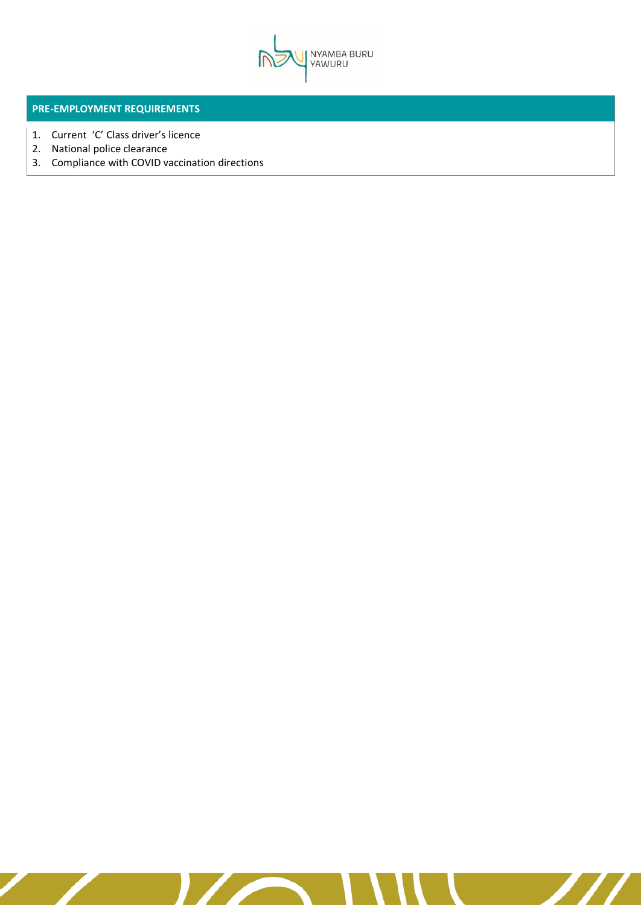## PRE-EMPLOYMENT REQUIREMENTS

1. Current 'C' Class driver's licence
2. National police clearance
3. Compliance with COVID vaccination directions